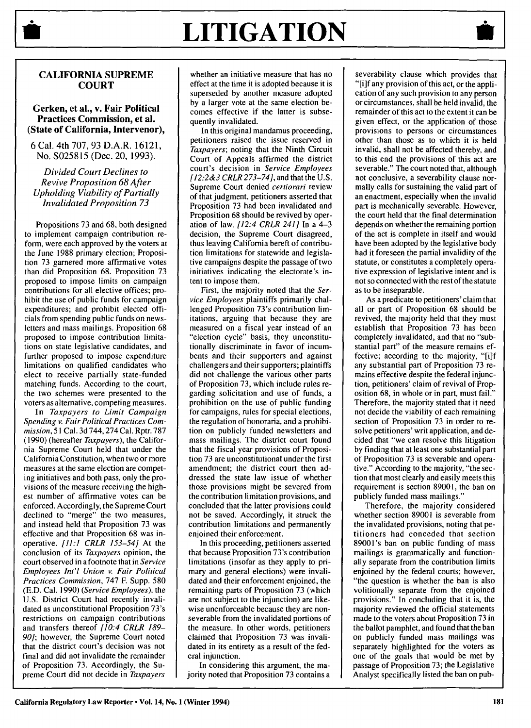# LITIGATION

## CALIFORNIA SUPREME COURT

### Gerken, et al., v. Fair Political Practices Commission, et al. (State of California, Intervenor),

6 Cal. 4th 707, 93 D.A.R. 16121, No. S025815 (Dec. 20, 1993).

*Divided Court Declines to Revive Proposition 68 After Upholding Viability of Partially Invalidated Proposition 73*

Propositions 73 and 68, both designed to implement campaign contribution reform, were each approved by the voters at the June 1988 primary election; Proposition 73 garnered more affirmative votes than did Proposition 68. Proposition 73 proposed to impose limits on campaign contributions for all elective offices; prohibit the use of public funds for campaign expenditures; and prohibit elected officials from spending public funds on newsletters and mass mailings. Proposition 68 proposed to impose contribution limitations on state legislative candidates, and further proposed to impose expenditure limitations on qualified candidates who elect to receive partially state-funded matching funds. According to the court, the two schemes were presented to the voters as alternative, competing measures.

In *Taxpayers to Limit Campaign Spending v. Fair Political Practices Commission*, 51 Cal. 3d 744, 274 Cal. Rptr. 787 (1990) (hereafter *Taxpayers*), the California Supreme Court held that under the California Constitution, when two or more measures at the same election are competing initiatives and both pass, only the provisions of the measure receiving the highest number of affirmative votes can be enforced. Accordingly, the Supreme Court declined to "merge" the two measures, and instead held that Proposition 73 was effective and that Proposition 68 was inoperative. *[11:1 CRLR 153-54]* At the conclusion of its *Taxpayers* opinion, the court observed in a footnote that in *Service Employees Int'l Union v. Fair Political Practices Commission*, 747 F. Supp. 580 (E.D. Cal. 1990) (*Service Employees*), the U.S. District Court had recently invalidated as unconstitutional Proposition 73's restrictions on campaign contributions and transfers thereof *[10:4 CRLR 189-90]*; however, the Supreme Court noted that the district court's decision was not final and did not invalidate the remainder of Proposition 73. Accordingly, the Supreme Court did not decide in *Taxpayers* whether an initiative measure that has no effect at the time it is adopted because it is superseded by another measure adopted by a larger vote at the same election becomes effective if the latter is subsequently invalidated.

In this original mandamus proceeding, petitioners raised the issue reserved in *Taxpayers*; noting that the Ninth Circuit Court of Appeals affirmed the district court's decision in *Service Employees [12:2&3 CRLR 273-74]*, and that the U.S. Supreme Court denied *certiorari* review of that judgment, petitioners asserted that Proposition 73 had been invalidated and Proposition 68 should be revived by operation of law. *[12:4 CRLR 241]* In a 4-3 decision, the Supreme Court disagreed, thus leaving California bereft of contribution limitations for statewide and legislative campaigns despite the passage of two initiatives indicating the electorate's intent to impose them.

First, the majority noted that the *Service Employees* plaintiffs primarily challenged Proposition 73's contribution limitations, arguing that because they are measured on a fiscal year instead of an "election cycle" basis, they unconstitutionally discriminate in favor of incumbents and their supporters and against challengers and their supporters; plaintiffs did not challenge the various other parts of Proposition 73, which include rules regarding solicitation and use of funds, a prohibition on the use of public funding for campaigns, rules for special elections, the regulation of honoraria, and a prohibition on publicly funded newsletters and mass mailings. The district court found that the fiscal year provisions of Proposition 73 are unconstitutional under the first amendment; the district court then addressed the state law issue of whether those provisions might be severed from the contribution limitation provisions, and concluded that the latter provisions could not be saved. Accordingly, it struck the contribution limitations and permanently enjoined their enforcement.

In this proceeding, petitioners asserted that because Proposition 73's contribution limitations (insofar as they apply to primary and general elections) were invalidated and their enforcement enjoined, the remaining parts of Proposition 73 (which are not subject to the injunction) are likewise unenforceable because they are nonseverable from the invalidated portions of the measure. In other words, petitioners claimed that Proposition 73 was invalidated in its entirety as a result of the federal injunction.

In considering this argument, the majority noted that Proposition 73 contains a severability clause which provides that "[i]f any provision of this act, or the application of any such provision to any person or circumstances, shall be held invalid, the remainder of this act to the extent it can be given effect, or the application of those provisions to persons or circumstances other than those as to which it is held invalid, shall not be affected thereby, and to this end the provisions of this act are severable." The court noted that, although not conclusive, a severability clause normally calls for sustaining the valid part of an enactment, especially when the invalid part is mechanically severable. However, the court held that the final determination depends on whether the remaining portion of the act is complete in itself and would have been adopted by the legislative body had it foreseen the partial invalidity of the statute, or constitutes a completely operative expression of legislative intent and is not so connected with the rest of the statute as to be inseparable.

As a predicate to petitioners' claim that all or part of Proposition 68 should be revived, the majority held that they must establish that Proposition 73 has been completely invalidated, and that no "substantial part" of the measure remains effective; according to the majority, "[i]f any substantial part of Proposition 73 remains effective despite the federal injunction, petitioners' claim of revival of Proposition 68, in whole or in part, must fail." Therefore, the majority stated that it need not decide the viability of each remaining section of Proposition 73 in order to resolve petitioners' writ application, and decided that "we can resolve this litigation by finding that at least one substantial part of Proposition 73 is severable and operative." According to the majority, "the section that most clearly and easily meets this requirement is section 89001, the ban on publicly funded mass mailings."

Therefore, the majority considered whether section 89001 is severable from the invalidated provisions, noting that petitioners had conceded that section 89001's ban on public funding of mass mailings is grammatically and functionally separate from the contribution limits enjoined by the federal courts; however, "the question is whether the ban is also volitionally separate from the enjoined provisions." In concluding that it is, the majority reviewed the official statements made to the voters about Proposition 73 in the ballot pamphlet, and found that the ban on publicly funded mass mailings was separately highlighted for the voters as one of the goals that would be met by passage of Proposition 73; the Legislative Analyst specifically listed the ban on pub-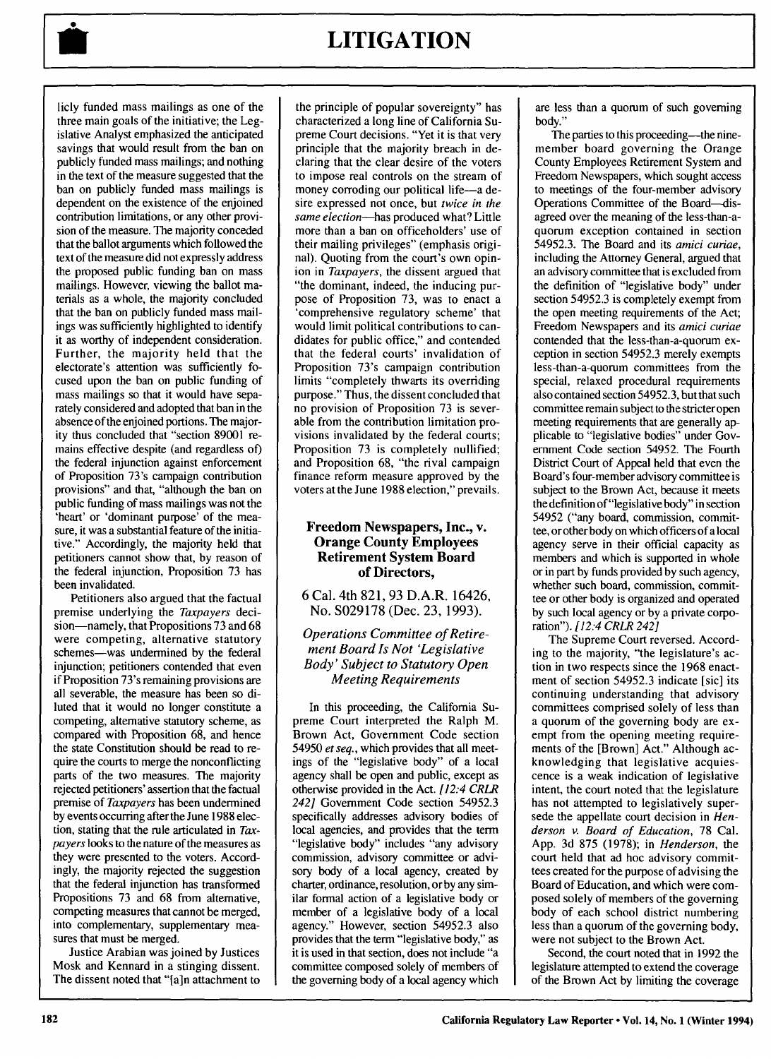licly funded mass mailings as one of the three main goals of the initiative; the Legislative Analyst emphasized the anticipated savings that would result from the ban on publicly funded mass mailings; and nothing in the text of the measure suggested that the ban on publicly funded mass mailings is dependent on the existence of the enjoined contribution limitations, or any other provision of the measure. The majority conceded that the ballot arguments which followed the text of the measure did not expressly address the proposed public funding ban on mass mailings. However, viewing the ballot materials as a whole, the majority concluded that the ban on publicly funded mass mailings was sufficiently highlighted to identify it as worthy of independent consideration. Further, the majority held that the electorate's attention was sufficiently focused upon the ban on public funding of mass mailings so that it would have separately considered and adopted that ban in the absence of the enjoined portions. The majority thus concluded that "section 89001 remains effective despite (and regardless of) the federal injunction against enforcement of Proposition 73's campaign contribution provisions" and that, "although the ban on public funding of mass mailings was not the 'heart' or 'dominant purpose' of the measure, it was a substantial feature of the initiative." Accordingly, the majority held that petitioners cannot show that, by reason of the federal injunction, Proposition 73 has been invalidated.

Petitioners also argued that the factual premise underlying the *Taxpayers* decision—namely, that Propositions 73 and 68 were competing, alternative statutory schemes—was undermined by the federal injunction; petitioners contended that even if Proposition 73's remaining provisions are all severable, the measure has been so diluted that it would no longer constitute a competing, alternative statutory scheme, as compared with Proposition 68, and hence the state Constitution should be read to require the courts to merge the nonconflicting parts of the two measures. The majority rejected petitioners' assertion that the factual premise of *Taxpayers* has been undermined by events occurring after the June 1988 election, stating that the rule articulated in *Taxpayers* looks to the nature of the measures as they were presented to the voters. Accordingly, the majority rejected the suggestion that the federal injunction has transformed Propositions 73 and 68 from alternative, competing measures that cannot be merged, into complementary, supplementary measures that must be merged.

Justice Arabian was joined by Justices Mosk and Kennard in a stinging dissent. The dissent noted that "[a]n attachment to the principle of popular sovereignty" has characterized a long line of California Supreme Court decisions. "Yet it is that very principle that the majority breach in declaring that the clear desire of the voters to impose real controls on the stream of money corroding our political life—a desire expressed not once, but *twice in the same election*—has produced what? Little more than a ban on officeholders' use of their mailing privileges" (emphasis original). Quoting from the court's own opinion in *Taxpayers*, the dissent argued that "the dominant, indeed, the inducing purpose of Proposition 73, was to enact a 'comprehensive regulatory scheme' that would limit political contributions to candidates for public office," and contended that the federal courts' invalidation of Proposition 73's campaign contribution limits "completely thwarts its overriding purpose." Thus, the dissent concluded that no provision of Proposition 73 is severable from the contribution limitation provisions invalidated by the federal courts; Proposition 73 is completely nullified; and Proposition 68, "the rival campaign finance reform measure approved by the voters at the June 1988 election," prevails.

## Freedom Newspapers, Inc., v. Orange County Employees Retirement System Board of Directors,

**6 Cal. 4th 821, 93 D.A.R. 16426, No. S029178 (Dec. 23, 1993).**

*Operations Committee of Retirement Board Is Not 'Legislative Body' Subject to Statutory Open Meeting Requirements*

In this proceeding, the California Supreme Court interpreted the Ralph M. Brown Act, Government Code section 54950 *et seq.*, which provides that all meetings of the "legislative body" of a local agency shall be open and public, except as otherwise provided in the Act. *[12:4 CRLR 242]* Government Code section 54952.3 specifically addresses advisory bodies of local agencies, and provides that the term "legislative body" includes "any advisory commission, advisory committee or advisory body of a local agency, created by charter, ordinance, resolution, or by any similar formal action of a legislative body or member of a legislative body of a local agency." However, section 54952.3 also provides that the term "legislative body," as it is used in that section, does not include "a committee composed solely of members of the governing body of a local agency which are less than a quorum of such governing body."

The parties to this proceeding—the nine-member board governing the Orange County Employees Retirement System and Freedom Newspapers, which sought access to meetings of the four-member advisory Operations Committee of the Board—disagreed over the meaning of the less-than-a-quorum exception contained in section 54952.3. The Board and its *amici curiae*, including the Attorney General, argued that an advisory committee that is excluded from the definition of "legislative body" under section 54952.3 is completely exempt from the open meeting requirements of the Act; Freedom Newspapers and its *amici curiae* contended that the less-than-a-quorum exception in section 54952.3 merely exempts less-than-a-quorum committees from the special, relaxed procedural requirements also contained section 54952.3, but that such committee remain subject to the stricter open meeting requirements that are generally applicable to "legislative bodies" under Government Code section 54952. The Fourth District Court of Appeal held that even the Board's four-member advisory committee is subject to the Brown Act, because it meets the definition of "legislative body" in section 54952 ("any board, commission, committee, or other body on which officers of a local agency serve in their official capacity as members and which is supported in whole or in part by funds provided by such agency, whether such board, commission, committee or other body is organized and operated by such local agency or by a private corporation"). *[12:4 CRLR 242]*

The Supreme Court reversed. According to the majority, "the legislature's action in two respects since the 1968 enactment of section 54952.3 indicate [sic] its continuing understanding that advisory committees comprised solely of less than a quorum of the governing body are exempt from the opening meeting requirements of the [Brown] Act." Although acknowledging that legislative acquiescence is a weak indication of legislative intent, the court noted that the legislature has not attempted to legislatively supersede the appellate court decision in *Henderson v. Board of Education*, 78 Cal. App. 3d 875 (1978); in *Henderson*, the court held that ad hoc advisory committees created for the purpose of advising the Board of Education, and which were composed solely of members of the governing body of each school district numbering less than a quorum of the governing body, were not subject to the Brown Act.

Second, the court noted that in 1992 the legislature attempted to extend the coverage of the Brown Act by limiting the coverage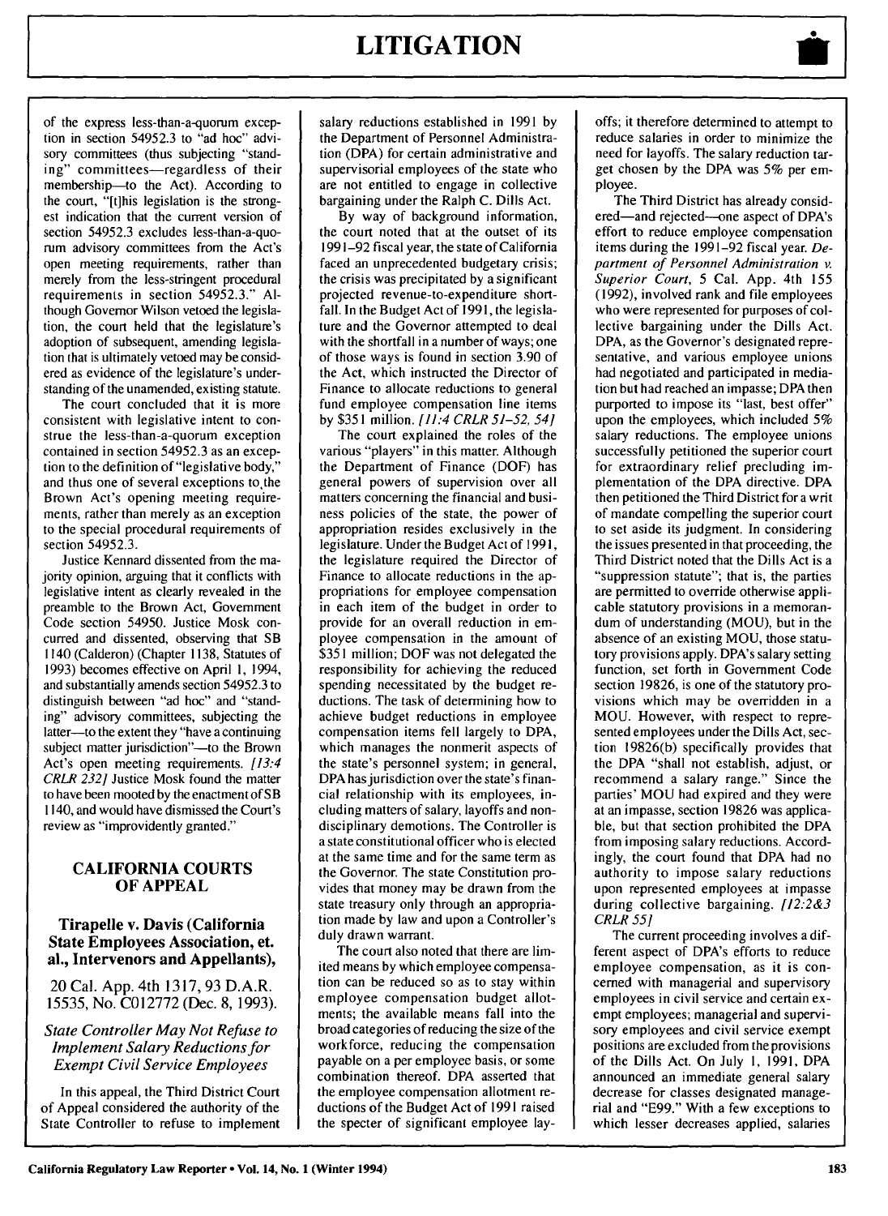of the express less-than-a-quorum exception in section 54952.3 to "ad hoc" advisory committees (thus subjecting "standing" committees—regardless of their membership—to the Act). According to the court, "[t]his legislation is the strongest indication that the current version of section 54952.3 excludes less-than-a-quorum advisory committees from the Act's open meeting requirements, rather than merely from the less-stringent procedural requirements in section 54952.3." Although Governor Wilson vetoed the legislation, the court held that the legislature's adoption of subsequent, amending legislation that is ultimately vetoed may be considered as evidence of the legislature's understanding of the unamended, existing statute.

The court concluded that it is more consistent with legislative intent to construe the less-than-a-quorum exception contained in section 54952.3 as an exception to the definition of "legislative body," and thus one of several exceptions to the Brown Act's opening meeting requirements, rather than merely as an exception to the special procedural requirements of section 54952.3.

Justice Kennard dissented from the majority opinion, arguing that it conflicts with legislative intent as clearly revealed in the preamble to the Brown Act, Government Code section 54950. Justice Mosk concurred and dissented, observing that SB 1140 (Calderon) (Chapter 1138, Statutes of 1993) becomes effective on April 1, 1994, and substantially amends section 54952.3 to distinguish between "ad hoc" and "standing" advisory committees, subjecting the latter—to the extent they "have a continuing subject matter jurisdiction"—to the Brown Act's open meeting requirements. *[13:4 CRLR 232]* Justice Mosk found the matter to have been mooted by the enactment of SB 1140, and would have dismissed the Court's review as "improvidently granted."

## CALIFORNIA COURTS OF APPEAL

### Tirapelle v. Davis (California State Employees Association, et. al., Intervenors and Appellants),

20 Cal. App. 4th 1317, 93 D.A.R. 15535, No. C012772 (Dec. 8, 1993).

*State Controller May Not Refuse to Implement Salary Reductions for Exempt Civil Service Employees*

In this appeal, the Third District Court of Appeal considered the authority of the State Controller to refuse to implement salary reductions established in 1991 by the Department of Personnel Administration (DPA) for certain administrative and supervisorial employees of the state who are not entitled to engage in collective bargaining under the Ralph C. Dills Act.

By way of background information, the court noted that at the outset of its 1991–92 fiscal year, the state of California faced an unprecedented budgetary crisis; the crisis was precipitated by a significant projected revenue-to-expenditure shortfall. In the Budget Act of 1991, the legislature and the Governor attempted to deal with the shortfall in a number of ways; one of those ways is found in section 3.90 of the Act, which instructed the Director of Finance to allocate reductions to general fund employee compensation line items by $351 million. *[11:4 CRLR 51–52, 54]*

The court explained the roles of the various "players" in this matter. Although the Department of Finance (DOF) has general powers of supervision over all matters concerning the financial and business policies of the state, the power of appropriation resides exclusively in the legislature. Under the Budget Act of 1991, the legislature required the Director of Finance to allocate reductions in the appropriations for employee compensation in each item of the budget in order to provide for an overall reduction in employee compensation in the amount of $351 million; DOF was not delegated the responsibility for achieving the reduced spending necessitated by the budget reductions. The task of determining how to achieve budget reductions in employee compensation items fell largely to DPA, which manages the nonmerit aspects of the state's personnel system; in general, DPA has jurisdiction over the state's financial relationship with its employees, including matters of salary, layoffs and nondisciplinary demotions. The Controller is a state constitutional officer who is elected at the same time and for the same term as the Governor. The state Constitution provides that money may be drawn from the state treasury only through an appropriation made by law and upon a Controller's duly drawn warrant.

The court also noted that there are limited means by which employee compensation can be reduced so as to stay within employee compensation budget allotments; the available means fall into the broad categories of reducing the size of the workforce, reducing the compensation payable on a per employee basis, or some combination thereof. DPA asserted that the employee compensation allotment reductions of the Budget Act of 1991 raised the specter of significant employee layoffs; it therefore determined to attempt to reduce salaries in order to minimize the need for layoffs. The salary reduction target chosen by the DPA was 5% per employee.

The Third District has already considered—and rejected—one aspect of DPA's effort to reduce employee compensation items during the 1991–92 fiscal year. *Department of Personnel Administration v. Superior Court*, 5 Cal. App. 4th 155 (1992), involved rank and file employees who were represented for purposes of collective bargaining under the Dills Act. DPA, as the Governor's designated representative, and various employee unions had negotiated and participated in mediation but had reached an impasse; DPA then purported to impose its "last, best offer" upon the employees, which included 5% salary reductions. The employee unions successfully petitioned the superior court for extraordinary relief precluding implementation of the DPA directive. DPA then petitioned the Third District for a writ of mandate compelling the superior court to set aside its judgment. In considering the issues presented in that proceeding, the Third District noted that the Dills Act is a "suppression statute"; that is, the parties are permitted to override otherwise applicable statutory provisions in a memorandum of understanding (MOU), but in the absence of an existing MOU, those statutory provisions apply. DPA's salary setting function, set forth in Government Code section 19826, is one of the statutory provisions which may be overridden in a MOU. However, with respect to represented employees under the Dills Act, section 19826(b) specifically provides that the DPA "shall not establish, adjust, or recommend a salary range." Since the parties' MOU had expired and they were at an impasse, section 19826 was applicable, but that section prohibited the DPA from imposing salary reductions. Accordingly, the court found that DPA had no authority to impose salary reductions upon represented employees at impasse during collective bargaining. *[12:2&3 CRLR 55]*

The current proceeding involves a different aspect of DPA's efforts to reduce employee compensation, as it is concerned with managerial and supervisory employees in civil service and certain exempt employees; managerial and supervisory employees and civil service exempt positions are excluded from the provisions of the Dills Act. On July 1, 1991, DPA announced an immediate general salary decrease for classes designated managerial and "E99." With a few exceptions to which lesser decreases applied, salaries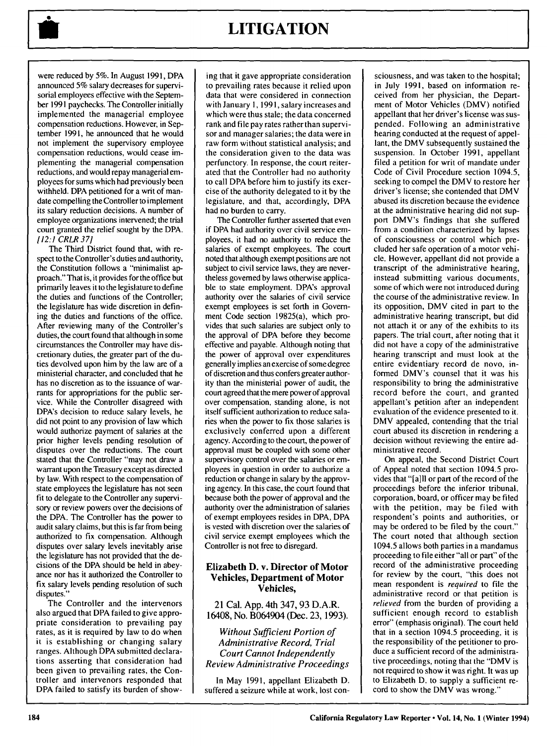were reduced by 5%. In August 1991, DPA announced 5% salary decreases for supervisorial employees effective with the September 1991 paychecks. The Controller initially implemented the managerial employee compensation reductions. However, in September 1991, he announced that he would not implement the supervisory employee compensation reductions, would cease implementing the managerial compensation reductions, and would repay managerial employees for sums which had previously been withheld. DPA petitioned for a writ of mandate compelling the Controller to implement its salary reduction decisions. A number of employee organizations intervened; the trial court granted the relief sought by the DPA. *[12:1 CRLR 37]*

The Third District found that, with respect to the Controller's duties and authority, the Constitution follows a "minimalist approach." That is, it provides for the office but primarily leaves it to the legislature to define the duties and functions of the Controller; the legislature has wide discretion in defining the duties and functions of the office. After reviewing many of the Controller's duties, the court found that although in some circumstances the Controller may have discretionary duties, the greater part of the duties devolved upon him by the law are of a ministerial character, and concluded that he has no discretion as to the issuance of warrants for appropriations for the public service. While the Controller disagreed with DPA's decision to reduce salary levels, he did not point to any provision of law which would authorize payment of salaries at the prior higher levels pending resolution of disputes over the reductions. The court stated that the Controller "may not draw a warrant upon the Treasury except as directed by law. With respect to the compensation of state employees the legislature has not seen fit to delegate to the Controller any supervisory or review powers over the decisions of the DPA. The Controller has the power to audit salary claims, but this is far from being authorized to fix compensation. Although disputes over salary levels inevitably arise the legislature has not provided that the decisions of the DPA should be held in abeyance nor has it authorized the Controller to fix salary levels pending resolution of such disputes."

The Controller and the intervenors also argued that DPA failed to give appropriate consideration to prevailing pay rates, as it is required by law to do when it is establishing or changing salary ranges. Although DPA submitted declarations asserting that consideration had been given to prevailing rates, the Controller and intervenors responded that DPA failed to satisfy its burden of showing that it gave appropriate consideration to prevailing rates because it relied upon data that were considered in connection with January 1, 1991, salary increases and which were thus stale; the data concerned rank and file pay rates rather than supervisor and manager salaries; the data were in raw form without statistical analysis; and the consideration given to the data was perfunctory. In response, the court reiterated that the Controller had no authority to call DPA before him to justify its exercise of the authority delegated to it by the legislature, and that, accordingly, DPA had no burden to carry.

The Controller further asserted that even if DPA had authority over civil service employees, it had no authority to reduce the salaries of exempt employees. The court noted that although exempt positions are not subject to civil service laws, they are nevertheless governed by laws otherwise applicable to state employment. DPA's approval authority over the salaries of civil service exempt employees is set forth in Government Code section 19825(a), which provides that such salaries are subject only to the approval of DPA before they become effective and payable. Although noting that the power of approval over expenditures generally implies an exercise of some degree of discretion and thus confers greater authority than the ministerial power of audit, the court agreed that the mere power of approval over compensation, standing alone, is not itself sufficient authorization to reduce salaries when the power to fix those salaries is exclusively conferred upon a different agency. According to the court, the power of approval must be coupled with some other supervisory control over the salaries or employees in question in order to authorize a reduction or change in salary by the approving agency. In this case, the court found that because both the power of approval and the authority over the administration of salaries of exempt employees resides in DPA, DPA is vested with discretion over the salaries of civil service exempt employees which the Controller is not free to disregard.

## Elizabeth D. v. Director of Motor Vehicles, Department of Motor Vehicles,

21 Cal. App. 4th 347, 93 D.A.R. 16408, No. B064904 (Dec. 23, 1993).

### *Without Sufficient Portion of Administrative Record, Trial Court Cannot Independently Review Administrative Proceedings*

In May 1991, appellant Elizabeth D. suffered a seizure while at work, lost consciousness, and was taken to the hospital; in July 1991, based on information received from her physician, the Department of Motor Vehicles (DMV) notified appellant that her driver's license was suspended. Following an administrative hearing conducted at the request of appellant, the DMV subsequently sustained the suspension. In October 1991, appellant filed a petition for writ of mandate under Code of Civil Procedure section 1094.5, seeking to compel the DMV to restore her driver's license; she contended that DMV abused its discretion because the evidence at the administrative hearing did not support DMV's findings that she suffered from a condition characterized by lapses of consciousness or control which precluded her safe operation of a motor vehicle. However, appellant did not provide a transcript of the administrative hearing, instead submitting various documents, some of which were not introduced during the course of the administrative review. In its opposition, DMV cited in part to the administrative hearing transcript, but did not attach it or any of the exhibits to its papers. The trial court, after noting that it did not have a copy of the administrative hearing transcript and must look at the entire evidentiary record de novo, informed DMV's counsel that it was his responsibility to bring the administrative record before the court, and granted appellant's petition after an independent evaluation of the evidence presented to it. DMV appealed, contending that the trial court abused its discretion in rendering a decision without reviewing the entire administrative record.

On appeal, the Second District Court of Appeal noted that section 1094.5 provides that "[a]ll or part of the record of the proceedings before the inferior tribunal, corporation, board, or officer may be filed with the petition, may be filed with respondent's points and authorities, or may be ordered to be filed by the court." The court noted that although section 1094.5 allows both parties in a mandamus proceeding to file either "all or part" of the record of the administrative proceeding for review by the court, "this does not mean respondent is *required* to file the administrative record or that petition is *relieved* from the burden of providing a sufficient enough record to establish error" (emphasis original). The court held that in a section 1094.5 proceeding, it is the responsibility of the petitioner to produce a sufficient record of the administrative proceedings, noting that the "DMV is not required to show it was right. It was up to Elizabeth D. to supply a sufficient record to show the DMV was wrong."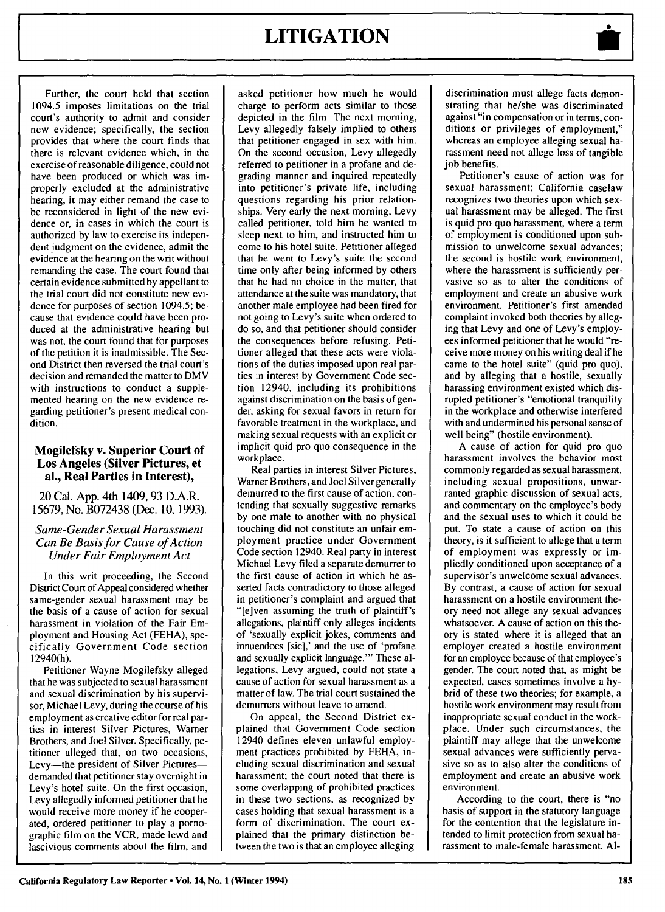Further, the court held that section 1094.5 imposes limitations on the trial court's authority to admit and consider new evidence; specifically, the section provides that where the court finds that there is relevant evidence which, in the exercise of reasonable diligence, could not have been produced or which was improperly excluded at the administrative hearing, it may either remand the case to be reconsidered in light of the new evidence or, in cases in which the court is authorized by law to exercise its independent judgment on the evidence, admit the evidence at the hearing on the writ without remanding the case. The court found that certain evidence submitted by appellant to the trial court did not constitute new evidence for purposes of section 1094.5; because that evidence could have been produced at the administrative hearing but was not, the court found that for purposes of the petition it is inadmissible. The Second District then reversed the trial court's decision and remanded the matter to DMV with instructions to conduct a supplemented hearing on the new evidence regarding petitioner's present medical condition.

### Mogilefsky v. Superior Court of Los Angeles (Silver Pictures, et al., Real Parties in Interest),

20 Cal. App. 4th 1409, 93 D.A.R. 15679, No. B072438 (Dec. 10, 1993).

*Same-Gender Sexual Harassment Can Be Basis for Cause of Action Under Fair Employment Act*

In this writ proceeding, the Second District Court of Appeal considered whether same-gender sexual harassment may be the basis of a cause of action for sexual harassment in violation of the Fair Employment and Housing Act (FEHA), specifically Government Code section 12940(h).

Petitioner Wayne Mogilefsky alleged that he was subjected to sexual harassment and sexual discrimination by his supervisor, Michael Levy, during the course of his employment as creative editor for real parties in interest Silver Pictures, Warner Brothers, and Joel Silver. Specifically, petitioner alleged that, on two occasions, Levy—the president of Silver Pictures—demanded that petitioner stay overnight in Levy's hotel suite. On the first occasion, Levy allegedly informed petitioner that he would receive more money if he cooperated, ordered petitioner to play a pornographic film on the VCR, made lewd and lascivious comments about the film, and asked petitioner how much he would charge to perform acts similar to those depicted in the film. The next morning, Levy allegedly falsely implied to others that petitioner engaged in sex with him. On the second occasion, Levy allegedly referred to petitioner in a profane and degrading manner and inquired repeatedly into petitioner's private life, including questions regarding his prior relationships. Very early the next morning, Levy called petitioner, told him he wanted to sleep next to him, and instructed him to come to his hotel suite. Petitioner alleged that he went to Levy's suite the second time only after being informed by others that he had no choice in the matter, that attendance at the suite was mandatory, that another male employee had been fired for not going to Levy's suite when ordered to do so, and that petitioner should consider the consequences before refusing. Petitioner alleged that these acts were violations of the duties imposed upon real parties in interest by Government Code section 12940, including its prohibitions against discrimination on the basis of gender, asking for sexual favors in return for favorable treatment in the workplace, and making sexual requests with an explicit or implicit quid pro quo consequence in the workplace.

Real parties in interest Silver Pictures, Warner Brothers, and Joel Silver generally demurred to the first cause of action, contending that sexually suggestive remarks by one male to another with no physical touching did not constitute an unfair employment practice under Government Code section 12940. Real party in interest Michael Levy filed a separate demurrer to the first cause of action in which he asserted facts contradictory to those alleged in petitioner's complaint and argued that "[e]ven assuming the truth of plaintiff's allegations, plaintiff only alleges incidents of 'sexually explicit jokes, comments and innuendoes [sic],' and the use of 'profane and sexually explicit language.'" These allegations, Levy argued, could not state a cause of action for sexual harassment as a matter of law. The trial court sustained the demurrers without leave to amend.

On appeal, the Second District explained that Government Code section 12940 defines eleven unlawful employment practices prohibited by FEHA, including sexual discrimination and sexual harassment; the court noted that there is some overlapping of prohibited practices in these two sections, as recognized by cases holding that sexual harassment is a form of discrimination. The court explained that the primary distinction between the two is that an employee alleging discrimination must allege facts demonstrating that he/she was discriminated against "in compensation or in terms, conditions or privileges of employment," whereas an employee alleging sexual harassment need not allege loss of tangible job benefits.

Petitioner's cause of action was for sexual harassment; California caselaw recognizes two theories upon which sexual harassment may be alleged. The first is quid pro quo harassment, where a term of employment is conditioned upon submission to unwelcome sexual advances; the second is hostile work environment, where the harassment is sufficiently pervasive so as to alter the conditions of employment and create an abusive work environment. Petitioner's first amended complaint invoked both theories by alleging that Levy and one of Levy's employees informed petitioner that he would "receive more money on his writing deal if he came to the hotel suite" (quid pro quo), and by alleging that a hostile, sexually harassing environment existed which disrupted petitioner's "emotional tranquility in the workplace and otherwise interfered with and undermined his personal sense of well being" (hostile environment).

A cause of action for quid pro quo harassment involves the behavior most commonly regarded as sexual harassment, including sexual propositions, unwarranted graphic discussion of sexual acts, and commentary on the employee's body and the sexual uses to which it could be put. To state a cause of action on this theory, is it sufficient to allege that a term of employment was expressly or impliedly conditioned upon acceptance of a supervisor's unwelcome sexual advances. By contrast, a cause of action for sexual harassment on a hostile environment theory need not allege any sexual advances whatsoever. A cause of action on this theory is stated where it is alleged that an employer created a hostile environment for an employee because of that employee's gender. The court noted that, as might be expected, cases sometimes involve a hybrid of these two theories; for example, a hostile work environment may result from inappropriate sexual conduct in the workplace. Under such circumstances, the plaintiff may allege that the unwelcome sexual advances were sufficiently parvasive so as to also alter the conditions of employment and create an abusive work environment.

According to the court, there is "no basis of support in the statutory language for the contention that the legislature intended to limit protection from sexual harassment to male-female harassment. Al-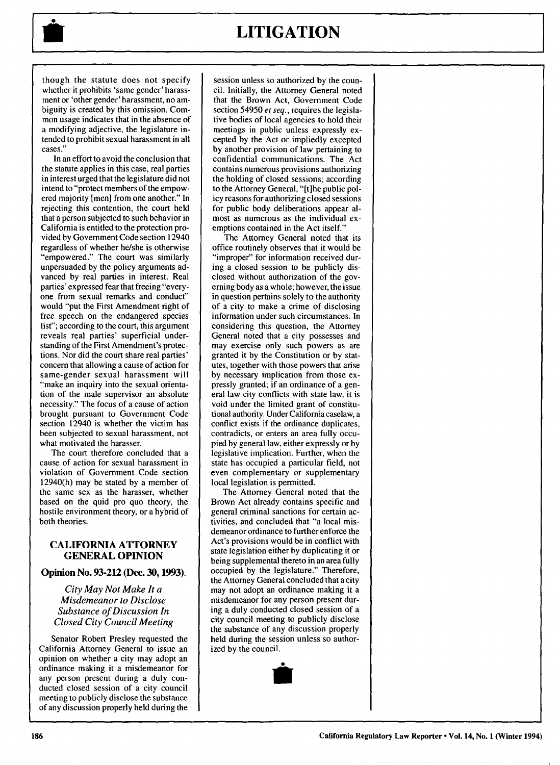though the statute does not specify whether it prohibits 'same gender' harassment or 'other gender' harassment, no ambiguity is created by this omission. Common usage indicates that in the absence of a modifying adjective, the legislature intended to prohibit sexual harassment in all cases."

In an effort to avoid the conclusion that the statute applies in this case, real parties in interest urged that the legislature did not intend to "protect members of the empowered majority [men] from one another." In rejecting this contention, the court held that a person subjected to such behavior in California is entitled to the protection provided by Government Code section 12940 regardless of whether he/she is otherwise "empowered." The court was similarly unpersuaded by the policy arguments advanced by real parties in interest. Real parties' expressed fear that freeing "everyone from sexual remarks and conduct" would "put the First Amendment right of free speech on the endangered species list"; according to the court, this argument reveals real parties' superficial understanding of the First Amendment's protections. Nor did the court share real parties' concern that allowing a cause of action for same-gender sexual harassment will "make an inquiry into the sexual orientation of the male supervisor an absolute necessity." The focus of a cause of action brought pursuant to Government Code section 12940 is whether the victim has been subjected to sexual harassment, not what motivated the harasser.

The court therefore concluded that a cause of action for sexual harassment in violation of Government Code section 12940(h) may be stated by a member of the same sex as the harasser, whether based on the quid pro quo theory, the hostile environment theory, or a hybrid of both theories.

## CALIFORNIA ATTORNEY GENERAL OPINION

### Opinion No. 93-212 (Dec. 30, 1993).

*City May Not Make It a Misdemeanor to Disclose Substance of Discussion In Closed City Council Meeting*

Senator Robert Presley requested the California Attorney General to issue an opinion on whether a city may adopt an ordinance making it a misdemeanor for any person present during a duly conducted closed session of a city council meeting to publicly disclose the substance of any discussion properly held during the session unless so authorized by the council. Initially, the Attorney General noted that the Brown Act, Government Code section 54950 *et seq.*, requires the legislative bodies of local agencies to hold their meetings in public unless expressly excepted by the Act or impliedly excepted by another provision of law pertaining to confidential communications. The Act contains numerous provisions authorizing the holding of closed sessions; according to the Attorney General, "[t]he public policy reasons for authorizing closed sessions for public body deliberations appear almost as numerous as the individual exemptions contained in the Act itself."

The Attorney General noted that its office routinely observes that it would be "improper" for information received during a closed session to be publicly disclosed without authorization of the governing body as a whole; however, the issue in question pertains solely to the authority of a city to make a crime of disclosing information under such circumstances. In considering this question, the Attorney General noted that a city possesses and may exercise only such powers as are granted it by the Constitution or by statutes, together with those powers that arise by necessary implication from those expressly granted; if an ordinance of a general law city conflicts with state law, it is void under the limited grant of constitutional authority. Under California caselaw, a conflict exists if the ordinance duplicates, contradicts, or enters an area fully occupied by general law, either expressly or by legislative implication. Further, when the state has occupied a particular field, not even complementary or supplementary local legislation is permitted.

The Attorney General noted that the Brown Act already contains specific and general criminal sanctions for certain activities, and concluded that "a local misdemeanor ordinance to further enforce the Act's provisions would be in conflict with state legislation either by duplicating it or being supplemental thereto in an area fully occupied by the legislature." Therefore, the Attorney General concluded that a city may not adopt an ordinance making it a misdemeanor for any person present during a duly conducted closed session of a city council meeting to publicly disclose the substance of any discussion properly held during the session unless so authorized by the council.